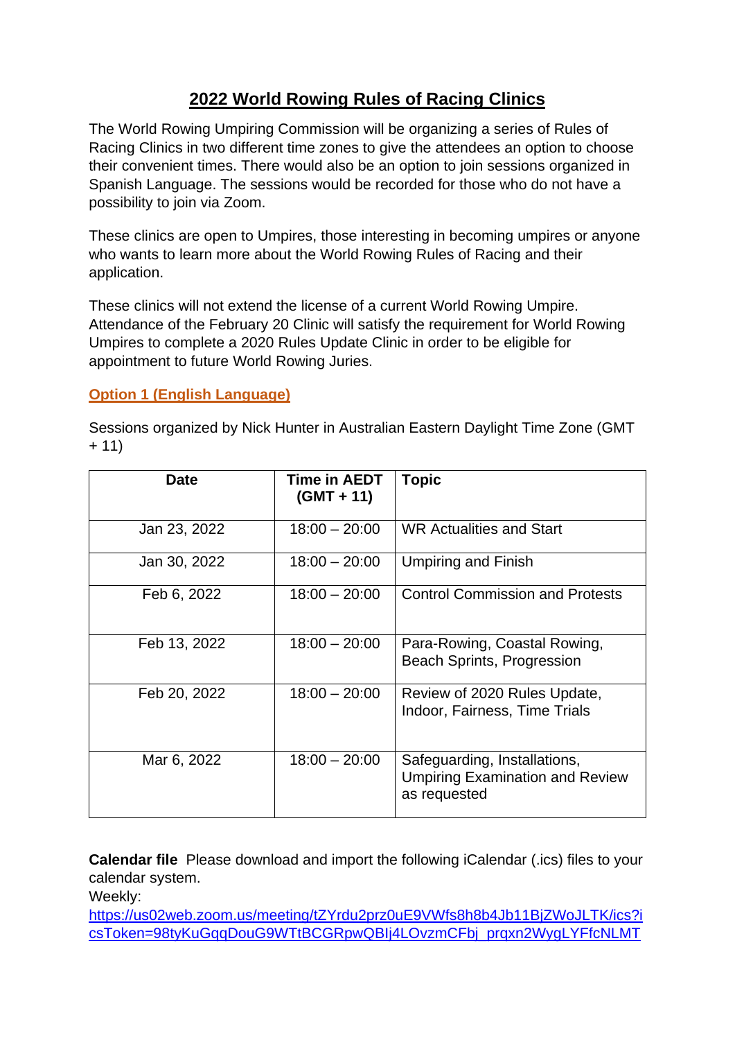# 2022 World Rowing Rules of Racing Clinics

The World Rowing Umpiring Commission will be organizing a series of Rules of Racing Clinics in two different time zones to give the attendees an option to choose their convenient times. There would also be an option to join sessions organized in Spanish Language. The sessions would be recorded for those who do not have a possibility to join via Zoom.

These clinics are open to Umpires, those interesting in becoming umpires or anyone who wants to learn more about the World Rowing Rules of Racing and their application.

These clinics will not extend the license of a current World Rowing Umpire. Attendance of the February 20 Clinic will satisfy the requirement for World Rowing Umpires to complete a 2020 Rules Update Clinic in order to be eligible for appointment to future World Rowing Juries.

## Option 1 (English Language)

Sessions organized by Nick Hunter in Australian Eastern Daylight Time Zone (GMT + 11)

| Date | Time in AEDT (GMT + 11) | Topic |
|---|---|---|
| Jan 23, 2022 | 18:00 – 20:00 | WR Actualities and Start |
| Jan 30, 2022 | 18:00 – 20:00 | Umpiring and Finish |
| Feb 6, 2022 | 18:00 – 20:00 | Control Commission and Protests |
| Feb 13, 2022 | 18:00 – 20:00 | Para-Rowing, Coastal Rowing, Beach Sprints, Progression |
| Feb 20, 2022 | 18:00 – 20:00 | Review of 2020 Rules Update, Indoor, Fairness, Time Trials |
| Mar 6, 2022 | 18:00 – 20:00 | Safeguarding, Installations, Umpiring Examination and Review as requested |

**Calendar file** Please download and import the following iCalendar (.ics) files to your calendar system.
Weekly:
https://us02web.zoom.us/meeting/tZYrdu2prz0uE9VWfs8h8b4Jb11BjZWoJLTK/ics?icsToken=98tyKuGqqDouG9WTtBCGRpwQBIj4LOvzmCFbj_prqxn2WygLYFfcNLMT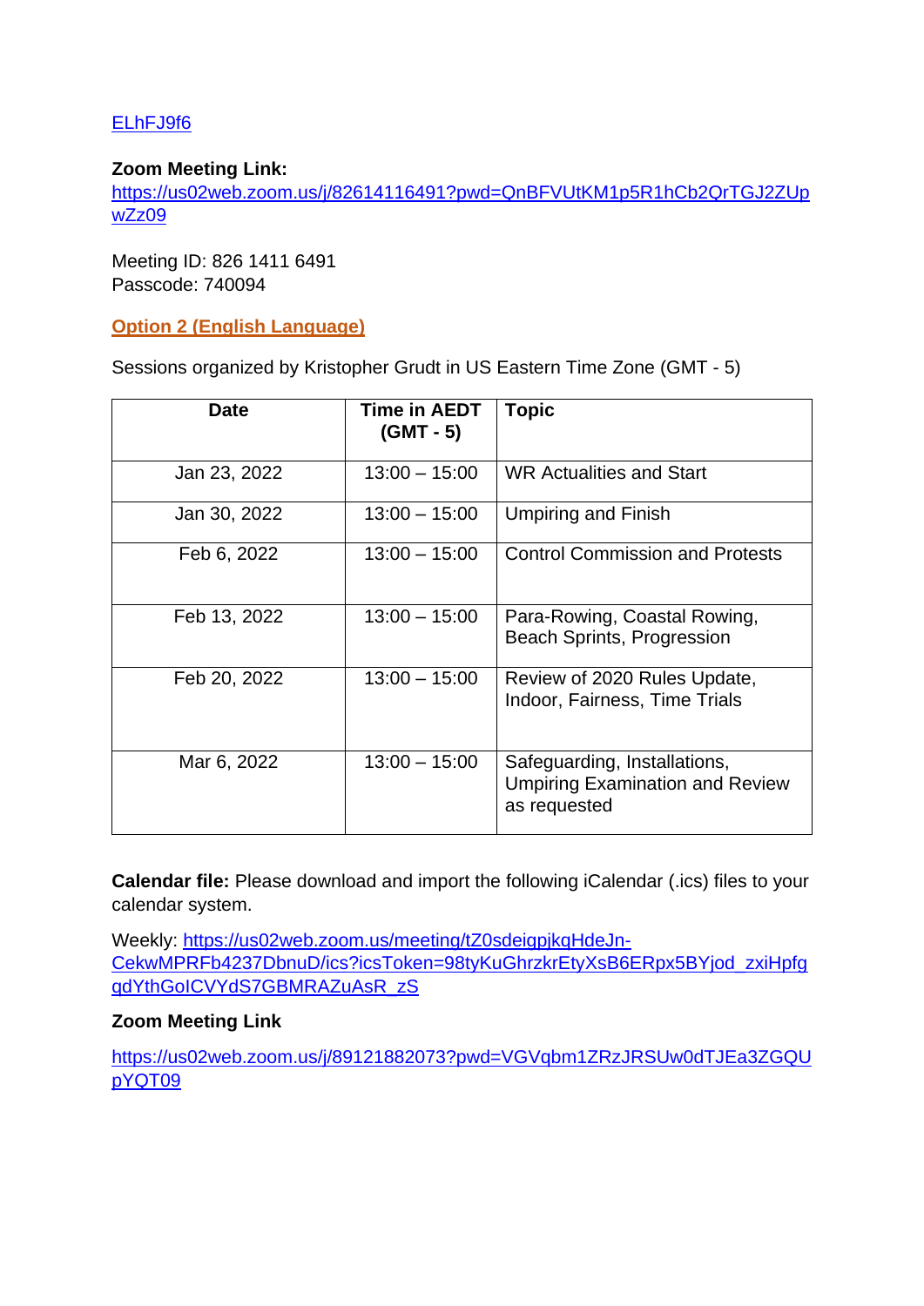ELhFJ9f6

**Zoom Meeting Link:**
https://us02web.zoom.us/j/82614116491?pwd=QnBFVUtKM1p5R1hCb2QrTGJ2ZUpwZz09

Meeting ID: 826 1411 6491
Passcode: 740094

**Option 2 (English Language)**

Sessions organized by Kristopher Grudt in US Eastern Time Zone (GMT - 5)

| Date | Time in AEDT (GMT - 5) | Topic |
|---|---|---|
| Jan 23, 2022 | 13:00 – 15:00 | WR Actualities and Start |
| Jan 30, 2022 | 13:00 – 15:00 | Umpiring and Finish |
| Feb 6, 2022 | 13:00 – 15:00 | Control Commission and Protests |
| Feb 13, 2022 | 13:00 – 15:00 | Para-Rowing, Coastal Rowing, Beach Sprints, Progression |
| Feb 20, 2022 | 13:00 – 15:00 | Review of 2020 Rules Update, Indoor, Fairness, Time Trials |
| Mar 6, 2022 | 13:00 – 15:00 | Safeguarding, Installations, Umpiring Examination and Review as requested |

**Calendar file:** Please download and import the following iCalendar (.ics) files to your calendar system.

Weekly: https://us02web.zoom.us/meeting/tZ0sdeigpjkqHdeJn-CekwMPRFb4237DbnuD/ics?icsToken=98tyKuGhrzkrEtyXsB6ERpx5BYjod_zxiHpfgqdYthGoICVYdS7GBMRAZuAsR_zS

**Zoom Meeting Link**

https://us02web.zoom.us/j/89121882073?pwd=VGVqbm1ZRzJRSUw0dTJEa3ZGQUpYQT09